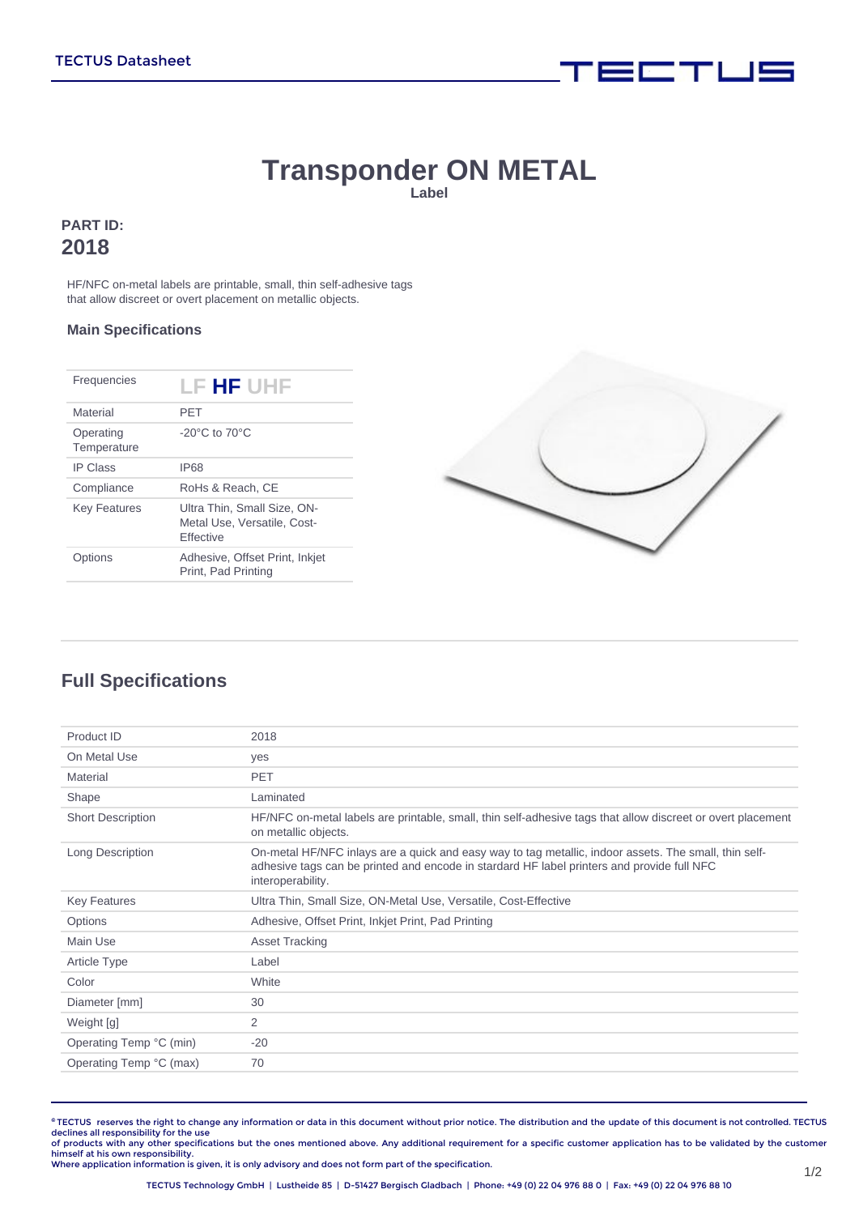# Transponder ON METAL

**Label**

**PART ID:**
**2018**

HF/NFC on-metal labels are printable, small, thin self-adhesive tags that allow discreet or overt placement on metallic objects.

### Main Specifications

| | |
|---|---|
| Frequencies | LF **HF** UHF |
| Material | PET |
| Operating Temperature | -20°C to 70°C |
| IP Class | IP68 |
| Compliance | RoHs & Reach, CE |
| Key Features | Ultra Thin, Small Size, ON-Metal Use, Versatile, Cost-Effective |
| Options | Adhesive, Offset Print, Inkjet Print, Pad Printing |

## Full Specifications

| | |
|---|---|
| Product ID | 2018 |
| On Metal Use | yes |
| Material | PET |
| Shape | Laminated |
| Short Description | HF/NFC on-metal labels are printable, small, thin self-adhesive tags that allow discreet or overt placement on metallic objects. |
| Long Description | On-metal HF/NFC inlays are a quick and easy way to tag metallic, indoor assets. The small, thin self-adhesive tags can be printed and encode in stardard HF label printers and provide full NFC interoperability. |
| Key Features | Ultra Thin, Small Size, ON-Metal Use, Versatile, Cost-Effective |
| Options | Adhesive, Offset Print, Inkjet Print, Pad Printing |
| Main Use | Asset Tracking |
| Article Type | Label |
| Color | White |
| Diameter [mm] | 30 |
| Weight [g] | 2 |
| Operating Temp °C (min) | -20 |
| Operating Temp °C (max) | 70 |

® TECTUS reserves the right to change any information or data in this document without prior notice. The distribution and the update of this document is not controlled. TECTUS declines all responsibility for the use of products with any other specifications but the ones mentioned above. Any additional requirement for a specific customer application has to be validated by the customer himself at his own responsibility.
Where application information is given, it is only advisory and does not form part of the specification.

TECTUS Technology GmbH | Lustheide 85 | D-51427 Bergisch Gladbach | Phone: +49 (0) 22 04 976 88 0 | Fax: +49 (0) 22 04 976 88 10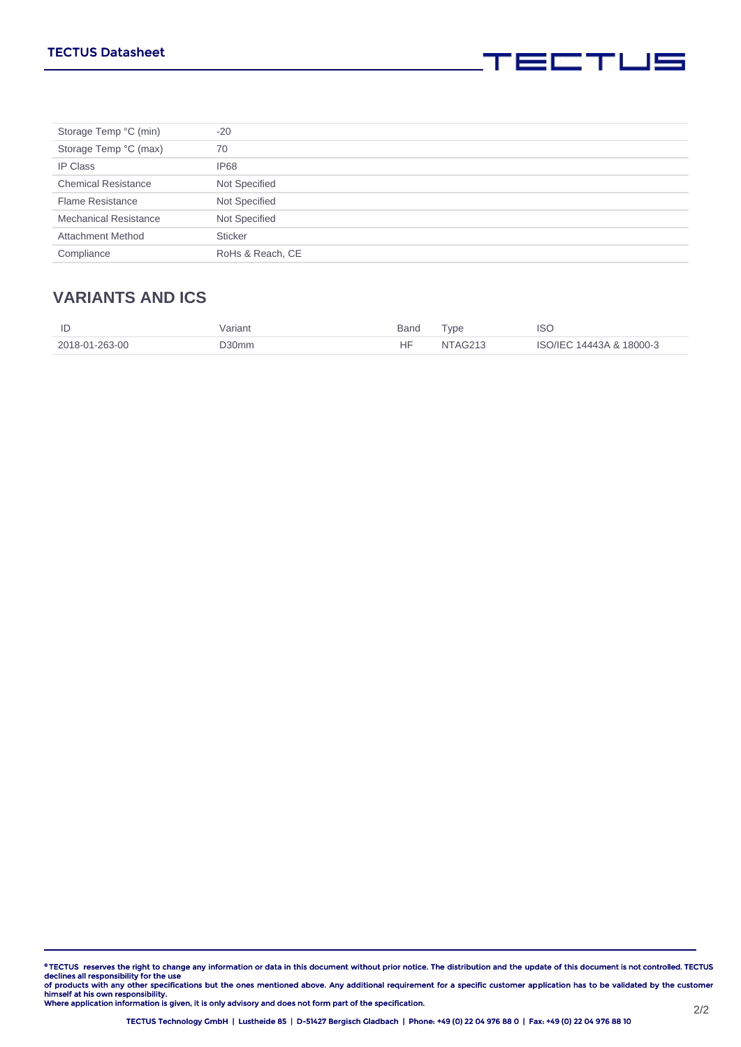| | |
|---|---|
| Storage Temp °C (min) | -20 |
| Storage Temp °C (max) | 70 |
| IP Class | IP68 |
| Chemical Resistance | Not Specified |
| Flame Resistance | Not Specified |
| Mechanical Resistance | Not Specified |
| Attachment Method | Sticker |
| Compliance | RoHs & Reach, CE |

## VARIANTS AND ICS

| ID | Variant | Band | Type | ISO |
|---|---|---|---|---|
| 2018-01-263-00 | D30mm | HF | NTAG213 | ISO/IEC 14443A & 18000-3 |

®TECTUS reserves the right to change any information or data in this document without prior notice. The distribution and the update of this document is not controlled. TECTUS declines all responsibility for the use
of products with any other specifications but the ones mentioned above. Any additional requirement for a specific customer application has to be validated by the customer himself at his own responsibility.
Where application information is given, it is only advisory and does not form part of the specification.

TECTUS Technology GmbH | Lustheide 85 | D-51427 Bergisch Gladbach | Phone: +49 (0) 22 04 976 88 0 | Fax: +49 (0) 22 04 976 88 10